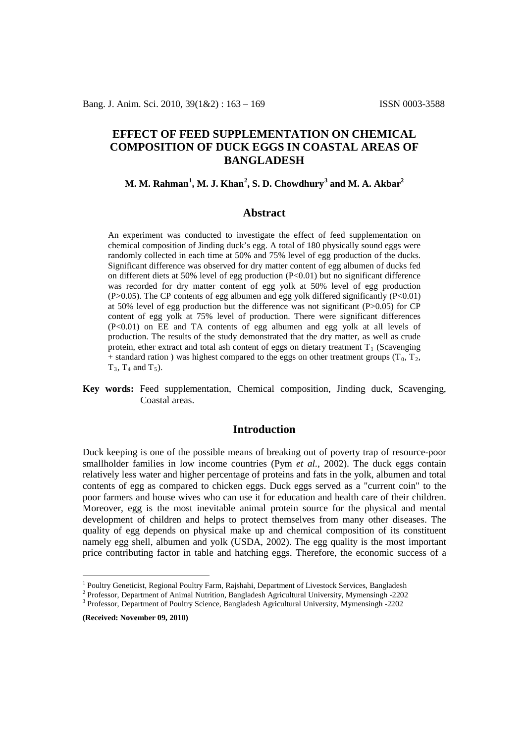# EFFECT OF FEED SUPPLEMENTATION ON CHEMICAL COMPOSITION OF DUCK EGGS IN COASTAL AREAS OF BANGLADESH

**M. M. Rahman[1], M. J. Khan[2], S. D. Chowdhury[3] and M. A. Akbar[2]**

## Abstract

An experiment was conducted to investigate the effect of feed supplementation on chemical composition of Jinding duck's egg. A total of 180 physically sound eggs were randomly collected in each time at 50% and 75% level of egg production of the ducks. Significant difference was observed for dry matter content of egg albumen of ducks fed on different diets at 50% level of egg production ($P<0.01$) but no significant difference was recorded for dry matter content of egg yolk at 50% level of egg production ($P>0.05$). The CP contents of egg albumen and egg yolk differed significantly ($P<0.01$) at 50% level of egg production but the difference was not significant ($P>0.05$) for CP content of egg yolk at 75% level of production. There were significant differences ($P<0.01$) on EE and TA contents of egg albumen and egg yolk at all levels of production. The results of the study demonstrated that the dry matter, as well as crude protein, ether extract and total ash content of eggs on dietary treatment $T_1$ (Scavenging + standard ration ) was highest compared to the eggs on other treatment groups ($T_0$, $T_2$, $T_3$, $T_4$ and $T_5$).

**Key words:** Feed supplementation, Chemical composition, Jinding duck, Scavenging, Coastal areas.

## Introduction

Duck keeping is one of the possible means of breaking out of poverty trap of resource-poor smallholder families in low income countries (Pym *et al.*, 2002). The duck eggs contain relatively less water and higher percentage of proteins and fats in the yolk, albumen and total contents of egg as compared to chicken eggs. Duck eggs served as a "current coin" to the poor farmers and house wives who can use it for education and health care of their children. Moreover, egg is the most inevitable animal protein source for the physical and mental development of children and helps to protect themselves from many other diseases. The quality of egg depends on physical make up and chemical composition of its constituent namely egg shell, albumen and yolk (USDA, 2002). The egg quality is the most important price contributing factor in table and hatching eggs. Therefore, the economic success of a

---

[1] Poultry Geneticist, Regional Poultry Farm, Rajshahi, Department of Livestock Services, Bangladesh
[2] Professor, Department of Animal Nutrition, Bangladesh Agricultural University, Mymensingh -2202
[3] Professor, Department of Poultry Science, Bangladesh Agricultural University, Mymensingh -2202

**(Received: November 09, 2010)**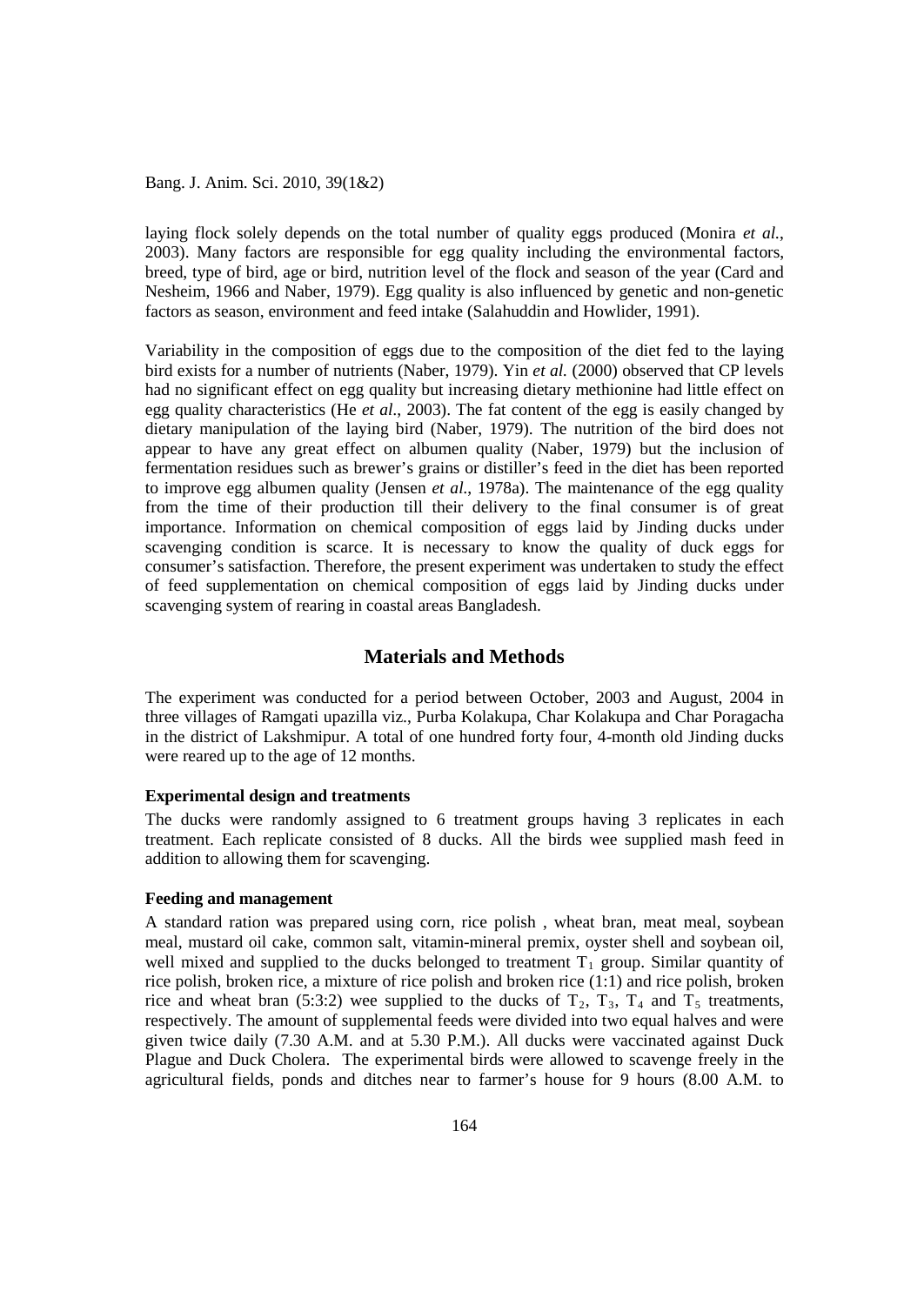laying flock solely depends on the total number of quality eggs produced (Monira *et al.*, 2003). Many factors are responsible for egg quality including the environmental factors, breed, type of bird, age or bird, nutrition level of the flock and season of the year (Card and Nesheim, 1966 and Naber, 1979). Egg quality is also influenced by genetic and non-genetic factors as season, environment and feed intake (Salahuddin and Howlider, 1991).

Variability in the composition of eggs due to the composition of the diet fed to the laying bird exists for a number of nutrients (Naber, 1979). Yin *et al.* (2000) observed that CP levels had no significant effect on egg quality but increasing dietary methionine had little effect on egg quality characteristics (He *et al*., 2003). The fat content of the egg is easily changed by dietary manipulation of the laying bird (Naber, 1979). The nutrition of the bird does not appear to have any great effect on albumen quality (Naber, 1979) but the inclusion of fermentation residues such as brewer's grains or distiller's feed in the diet has been reported to improve egg albumen quality (Jensen *et al*., 1978a). The maintenance of the egg quality from the time of their production till their delivery to the final consumer is of great importance. Information on chemical composition of eggs laid by Jinding ducks under scavenging condition is scarce. It is necessary to know the quality of duck eggs for consumer's satisfaction. Therefore, the present experiment was undertaken to study the effect of feed supplementation on chemical composition of eggs laid by Jinding ducks under scavenging system of rearing in coastal areas Bangladesh.

## Materials and Methods

The experiment was conducted for a period between October, 2003 and August, 2004 in three villages of Ramgati upazilla viz., Purba Kolakupa, Char Kolakupa and Char Poragacha in the district of Lakshmipur. A total of one hundred forty four, 4-month old Jinding ducks were reared up to the age of 12 months.

### Experimental design and treatments

The ducks were randomly assigned to 6 treatment groups having 3 replicates in each treatment. Each replicate consisted of 8 ducks. All the birds wee supplied mash feed in addition to allowing them for scavenging.

### Feeding and management

A standard ration was prepared using corn, rice polish , wheat bran, meat meal, soybean meal, mustard oil cake, common salt, vitamin-mineral premix, oyster shell and soybean oil, well mixed and supplied to the ducks belonged to treatment $T_1$ group. Similar quantity of rice polish, broken rice, a mixture of rice polish and broken rice (1:1) and rice polish, broken rice and wheat bran (5:3:2) wee supplied to the ducks of $T_2$, $T_3$, $T_4$ and $T_5$ treatments, respectively. The amount of supplemental feeds were divided into two equal halves and were given twice daily (7.30 A.M. and at 5.30 P.M.). All ducks were vaccinated against Duck Plague and Duck Cholera. The experimental birds were allowed to scavenge freely in the agricultural fields, ponds and ditches near to farmer's house for 9 hours (8.00 A.M. to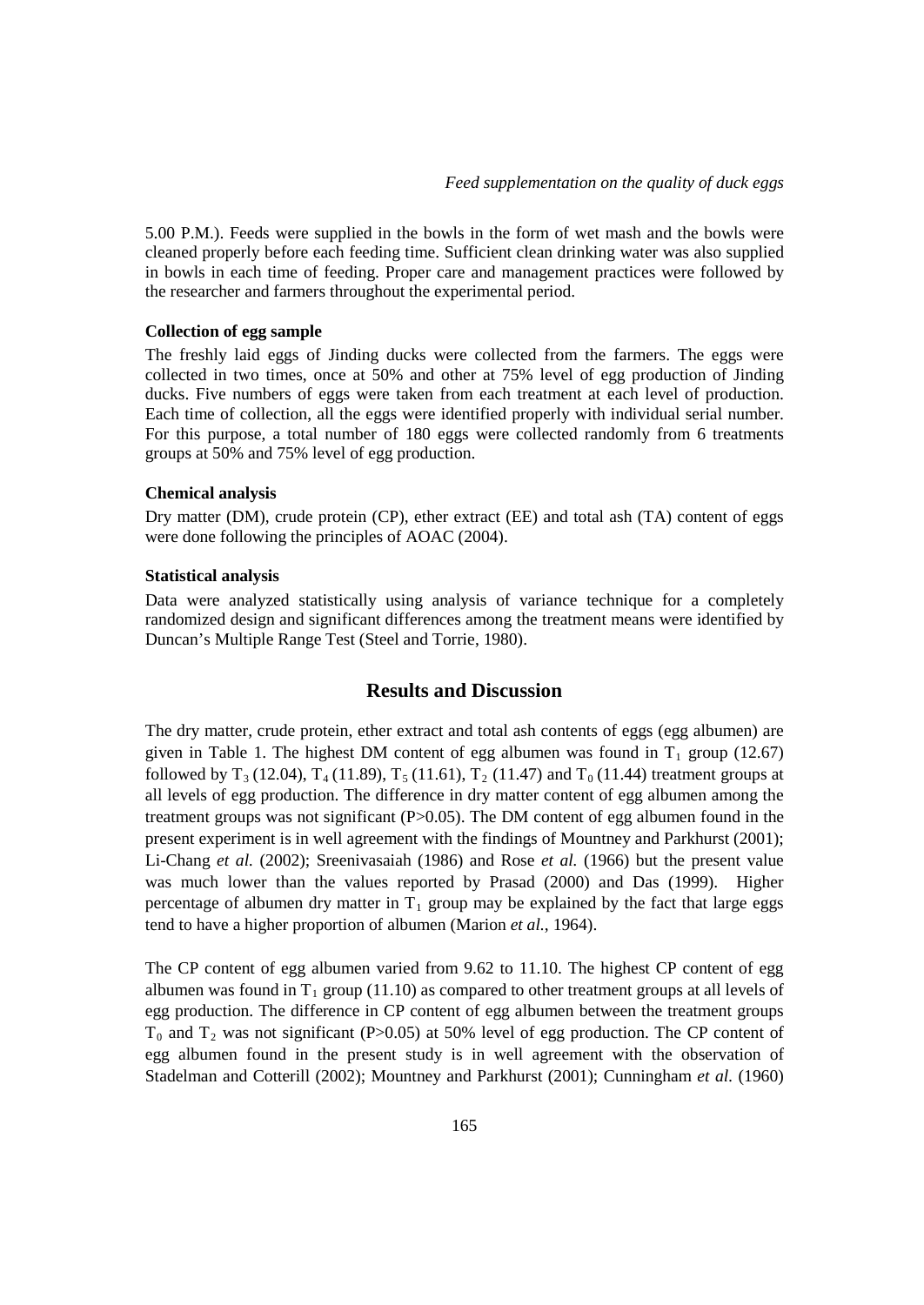5.00 P.M.). Feeds were supplied in the bowls in the form of wet mash and the bowls were cleaned properly before each feeding time. Sufficient clean drinking water was also supplied in bowls in each time of feeding. Proper care and management practices were followed by the researcher and farmers throughout the experimental period.

#### Collection of egg sample

The freshly laid eggs of Jinding ducks were collected from the farmers. The eggs were collected in two times, once at 50% and other at 75% level of egg production of Jinding ducks. Five numbers of eggs were taken from each treatment at each level of production. Each time of collection, all the eggs were identified properly with individual serial number. For this purpose, a total number of 180 eggs were collected randomly from 6 treatments groups at 50% and 75% level of egg production.

#### Chemical analysis

Dry matter (DM), crude protein (CP), ether extract (EE) and total ash (TA) content of eggs were done following the principles of AOAC (2004).

#### Statistical analysis

Data were analyzed statistically using analysis of variance technique for a completely randomized design and significant differences among the treatment means were identified by Duncan's Multiple Range Test (Steel and Torrie, 1980).

## Results and Discussion

The dry matter, crude protein, ether extract and total ash contents of eggs (egg albumen) are given in Table 1. The highest DM content of egg albumen was found in $T_1$ group (12.67) followed by $T_3$ (12.04), $T_4$ (11.89), $T_5$ (11.61), $T_2$ (11.47) and $T_0$ (11.44) treatment groups at all levels of egg production. The difference in dry matter content of egg albumen among the treatment groups was not significant (P>0.05). The DM content of egg albumen found in the present experiment is in well agreement with the findings of Mountney and Parkhurst (2001); Li-Chang *et al.* (2002); Sreenivasaiah (1986) and Rose *et al.* (1966) but the present value was much lower than the values reported by Prasad (2000) and Das (1999). Higher percentage of albumen dry matter in $T_1$ group may be explained by the fact that large eggs tend to have a higher proportion of albumen (Marion *et al.*, 1964).

The CP content of egg albumen varied from 9.62 to 11.10. The highest CP content of egg albumen was found in $T_1$ group (11.10) as compared to other treatment groups at all levels of egg production. The difference in CP content of egg albumen between the treatment groups $T_0$ and $T_2$ was not significant (P>0.05) at 50% level of egg production. The CP content of egg albumen found in the present study is in well agreement with the observation of Stadelman and Cotterill (2002); Mountney and Parkhurst (2001); Cunningham *et al.* (1960)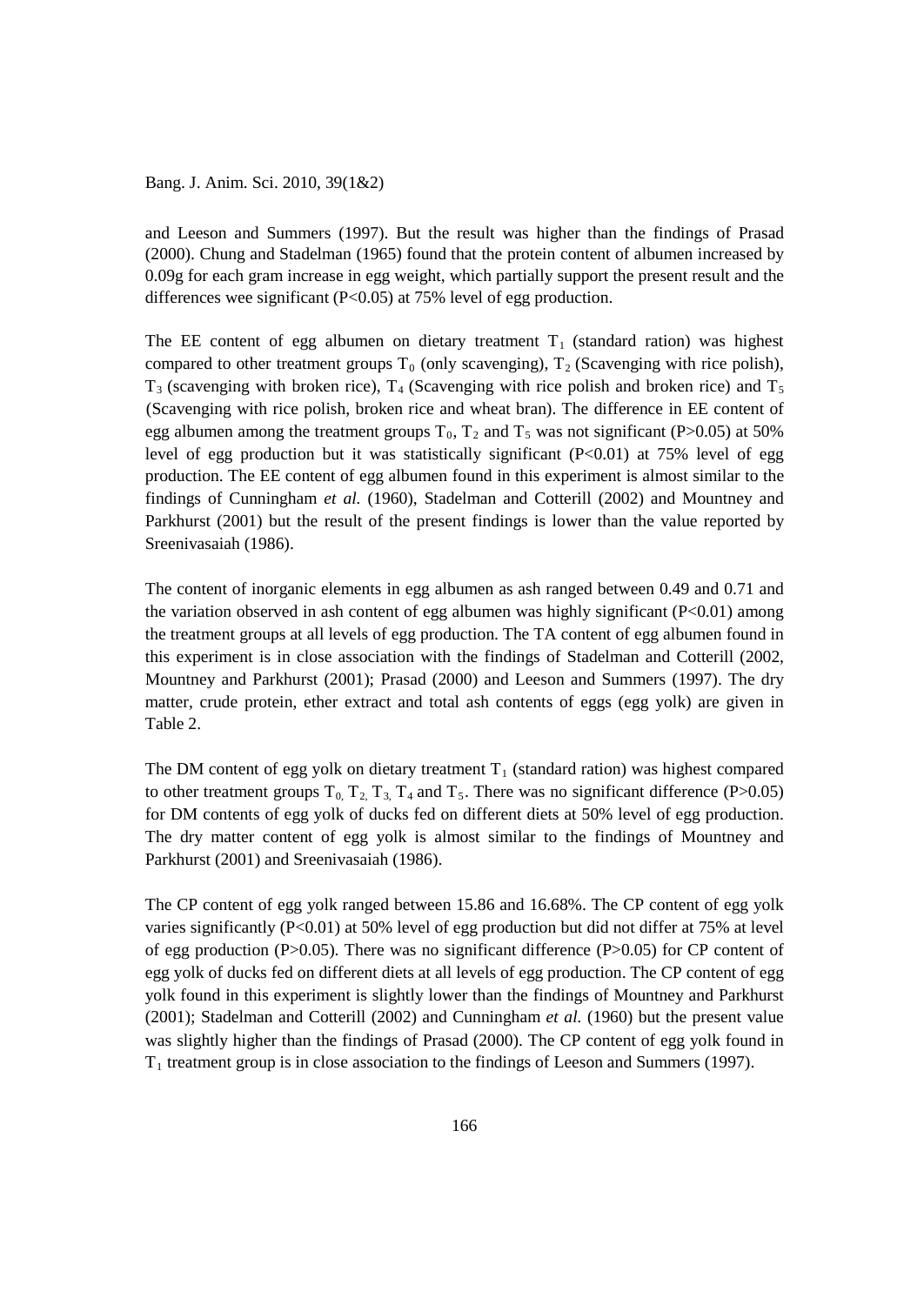and Leeson and Summers (1997). But the result was higher than the findings of Prasad (2000). Chung and Stadelman (1965) found that the protein content of albumen increased by 0.09g for each gram increase in egg weight, which partially support the present result and the differences wee significant ($P<0.05$) at 75% level of egg production.

The EE content of egg albumen on dietary treatment $T_1$ (standard ration) was highest compared to other treatment groups $T_0$ (only scavenging), $T_2$ (Scavenging with rice polish), $T_3$ (scavenging with broken rice), $T_4$ (Scavenging with rice polish and broken rice) and $T_5$ (Scavenging with rice polish, broken rice and wheat bran). The difference in EE content of egg albumen among the treatment groups $T_0$, $T_2$ and $T_5$ was not significant ($P>0.05$) at 50% level of egg production but it was statistically significant ($P<0.01$) at 75% level of egg production. The EE content of egg albumen found in this experiment is almost similar to the findings of Cunningham *et al.* (1960), Stadelman and Cotterill (2002) and Mountney and Parkhurst (2001) but the result of the present findings is lower than the value reported by Sreenivasaiah (1986).

The content of inorganic elements in egg albumen as ash ranged between 0.49 and 0.71 and the variation observed in ash content of egg albumen was highly significant ($P<0.01$) among the treatment groups at all levels of egg production. The TA content of egg albumen found in this experiment is in close association with the findings of Stadelman and Cotterill (2002, Mountney and Parkhurst (2001); Prasad (2000) and Leeson and Summers (1997). The dry matter, crude protein, ether extract and total ash contents of eggs (egg yolk) are given in Table 2.

The DM content of egg yolk on dietary treatment $T_1$ (standard ration) was highest compared to other treatment groups $T_0$, $T_2$, $T_3$, $T_4$ and $T_5$. There was no significant difference ($P>0.05$) for DM contents of egg yolk of ducks fed on different diets at 50% level of egg production. The dry matter content of egg yolk is almost similar to the findings of Mountney and Parkhurst (2001) and Sreenivasaiah (1986).

The CP content of egg yolk ranged between 15.86 and 16.68%. The CP content of egg yolk varies significantly ($P<0.01$) at 50% level of egg production but did not differ at 75% at level of egg production ($P>0.05$). There was no significant difference ($P>0.05$) for CP content of egg yolk of ducks fed on different diets at all levels of egg production. The CP content of egg yolk found in this experiment is slightly lower than the findings of Mountney and Parkhurst (2001); Stadelman and Cotterill (2002) and Cunningham *et al.* (1960) but the present value was slightly higher than the findings of Prasad (2000). The CP content of egg yolk found in $T_1$ treatment group is in close association to the findings of Leeson and Summers (1997).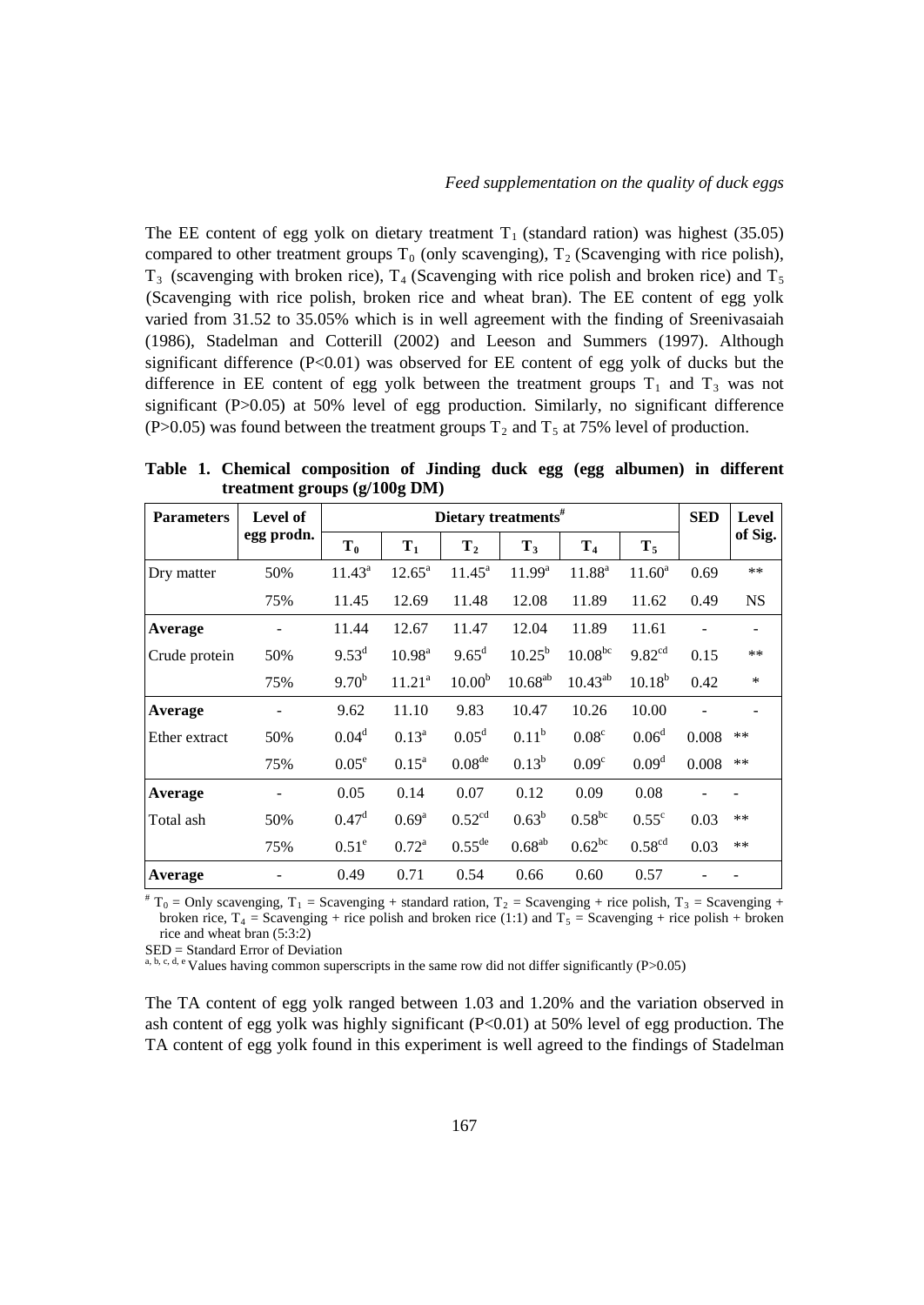The EE content of egg yolk on dietary treatment $T_1$ (standard ration) was highest (35.05) compared to other treatment groups $T_0$ (only scavenging), $T_2$ (Scavenging with rice polish), $T_3$ (scavenging with broken rice), $T_4$ (Scavenging with rice polish and broken rice) and $T_5$ (Scavenging with rice polish, broken rice and wheat bran). The EE content of egg yolk varied from 31.52 to 35.05% which is in well agreement with the finding of Sreenivasaiah (1986), Stadelman and Cotterill (2002) and Leeson and Summers (1997). Although significant difference ($P<0.01$) was observed for EE content of egg yolk of ducks but the difference in EE content of egg yolk between the treatment groups $T_1$ and $T_3$ was not significant ($P>0.05$) at 50% level of egg production. Similarly, no significant difference ($P>0.05$) was found between the treatment groups $T_2$ and $T_5$ at 75% level of production.

**Table 1. Chemical composition of Jinding duck egg (egg albumen) in different treatment groups (g/100g DM)**

| Parameters | Level of egg prodn. | Dietary treatments[#] | | | | | | SED | Level of Sig. |
|---|---|---|---|---|---|---|---|---|---|
| | | $T_0$ | $T_1$ | $T_2$ | $T_3$ | $T_4$ | $T_5$ | | |
| Dry matter | 50% | $11.43^{a}$ | $12.65^{a}$ | $11.45^{a}$ | $11.99^{a}$ | $11.88^{a}$ | $11.60^{a}$ | 0.69 | ** |
| | 75% | 11.45 | 12.69 | 11.48 | 12.08 | 11.89 | 11.62 | 0.49 | NS |
| **Average** | - | 11.44 | 12.67 | 11.47 | 12.04 | 11.89 | 11.61 | - | - |
| Crude protein | 50% | $9.53^{d}$ | $10.98^{a}$ | $9.65^{d}$ | $10.25^{b}$ | $10.08^{bc}$ | $9.82^{cd}$ | 0.15 | ** |
| | 75% | $9.70^{b}$ | $11.21^{a}$ | $10.00^{b}$ | $10.68^{ab}$ | $10.43^{ab}$ | $10.18^{b}$ | 0.42 | * |
| **Average** | - | 9.62 | 11.10 | 9.83 | 10.47 | 10.26 | 10.00 | - | - |
| Ether extract | 50% | $0.04^{d}$ | $0.13^{a}$ | $0.05^{d}$ | $0.11^{b}$ | $0.08^{c}$ | $0.06^{d}$ | 0.008 | ** |
| | 75% | $0.05^{e}$ | $0.15^{a}$ | $0.08^{de}$ | $0.13^{b}$ | $0.09^{c}$ | $0.09^{d}$ | 0.008 | ** |
| **Average** | - | 0.05 | 0.14 | 0.07 | 0.12 | 0.09 | 0.08 | - | - |
| Total ash | 50% | $0.47^{d}$ | $0.69^{a}$ | $0.52^{cd}$ | $0.63^{b}$ | $0.58^{bc}$ | $0.55^{c}$ | 0.03 | ** |
| | 75% | $0.51^{e}$ | $0.72^{a}$ | $0.55^{de}$ | $0.68^{ab}$ | $0.62^{bc}$ | $0.58^{cd}$ | 0.03 | ** |
| **Average** | - | 0.49 | 0.71 | 0.54 | 0.66 | 0.60 | 0.57 | - | - |

[#] $T_0$ = Only scavenging, $T_1$ = Scavenging + standard ration, $T_2$ = Scavenging + rice polish, $T_3$ = Scavenging + broken rice, $T_4$ = Scavenging + rice polish and broken rice (1:1) and $T_5$ = Scavenging + rice polish + broken rice and wheat bran (5:3:2)

SED = Standard Error of Deviation

[a, b, c, d, e] Values having common superscripts in the same row did not differ significantly ($P>0.05$)

The TA content of egg yolk ranged between 1.03 and 1.20% and the variation observed in ash content of egg yolk was highly significant ($P<0.01$) at 50% level of egg production. The TA content of egg yolk found in this experiment is well agreed to the findings of Stadelman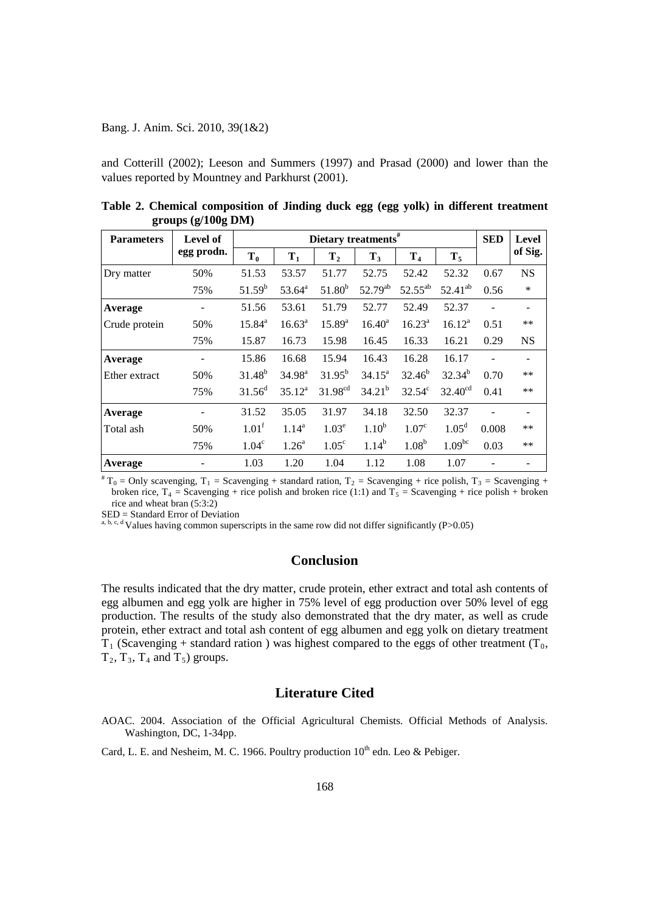and Cotterill (2002); Leeson and Summers (1997) and Prasad (2000) and lower than the values reported by Mountney and Parkhurst (2001).

**Table 2. Chemical composition of Jinding duck egg (egg yolk) in different treatment groups (g/100g DM)**

| Parameters | Level of egg prodn. | Dietary treatments[#] | | | | | | SED | Level of Sig. |
|---|---|---|---|---|---|---|---|---|---|
| | | $T_0$ | $T_1$ | $T_2$ | $T_3$ | $T_4$ | $T_5$ | | |
| Dry matter | 50% | 51.53 | 53.57 | 51.77 | 52.75 | 52.42 | 52.32 | 0.67 | NS |
| | 75% | $51.59^{b}$ | $53.64^{a}$ | $51.80^{b}$ | $52.79^{ab}$ | $52.55^{ab}$ | $52.41^{ab}$ | 0.56 | * |
| **Average** | - | 51.56 | 53.61 | 51.79 | 52.77 | 52.49 | 52.37 | - | - |
| Crude protein | 50% | $15.84^{a}$ | $16.63^{a}$ | $15.89^{a}$ | $16.40^{a}$ | $16.23^{a}$ | $16.12^{a}$ | 0.51 | ** |
| | 75% | 15.87 | 16.73 | 15.98 | 16.45 | 16.33 | 16.21 | 0.29 | NS |
| **Average** | - | 15.86 | 16.68 | 15.94 | 16.43 | 16.28 | 16.17 | - | - |
| Ether extract | 50% | $31.48^{b}$ | $34.98^{a}$ | $31.95^{b}$ | $34.15^{a}$ | $32.46^{b}$ | $32.34^{b}$ | 0.70 | ** |
| | 75% | $31.56^{d}$ | $35.12^{a}$ | $31.98^{cd}$ | $34.21^{b}$ | $32.54^{c}$ | $32.40^{cd}$ | 0.41 | ** |
| **Average** | - | 31.52 | 35.05 | 31.97 | 34.18 | 32.50 | 32.37 | - | - |
| Total ash | 50% | $1.01^{f}$ | $1.14^{a}$ | $1.03^{e}$ | $1.10^{b}$ | $1.07^{c}$ | $1.05^{d}$ | 0.008 | ** |
| | 75% | $1.04^{c}$ | $1.26^{a}$ | $1.05^{c}$ | $1.14^{b}$ | $1.08^{b}$ | $1.09^{bc}$ | 0.03 | ** |
| **Average** | - | 1.03 | 1.20 | 1.04 | 1.12 | 1.08 | 1.07 | - | - |

[#] $T_0$ = Only scavenging, $T_1$ = Scavenging + standard ration, $T_2$ = Scavenging + rice polish, $T_3$ = Scavenging + broken rice, $T_4$ = Scavenging + rice polish and broken rice (1:1) and $T_5$ = Scavenging + rice polish + broken rice and wheat bran (5:3:2)

SED = Standard Error of Deviation

[a, b, c, d] Values having common superscripts in the same row did not differ significantly (P>0.05)

## Conclusion

The results indicated that the dry matter, crude protein, ether extract and total ash contents of egg albumen and egg yolk are higher in 75% level of egg production over 50% level of egg production. The results of the study also demonstrated that the dry mater, as well as crude protein, ether extract and total ash content of egg albumen and egg yolk on dietary treatment $T_1$ (Scavenging + standard ration ) was highest compared to the eggs of other treatment ($T_0$, $T_2$, $T_3$, $T_4$ and $T_5$) groups.

## Literature Cited

AOAC. 2004. Association of the Official Agricultural Chemists. Official Methods of Analysis. Washington, DC, 1-34pp.

Card, L. E. and Nesheim, M. C. 1966. Poultry production 10th edn. Leo & Pebiger.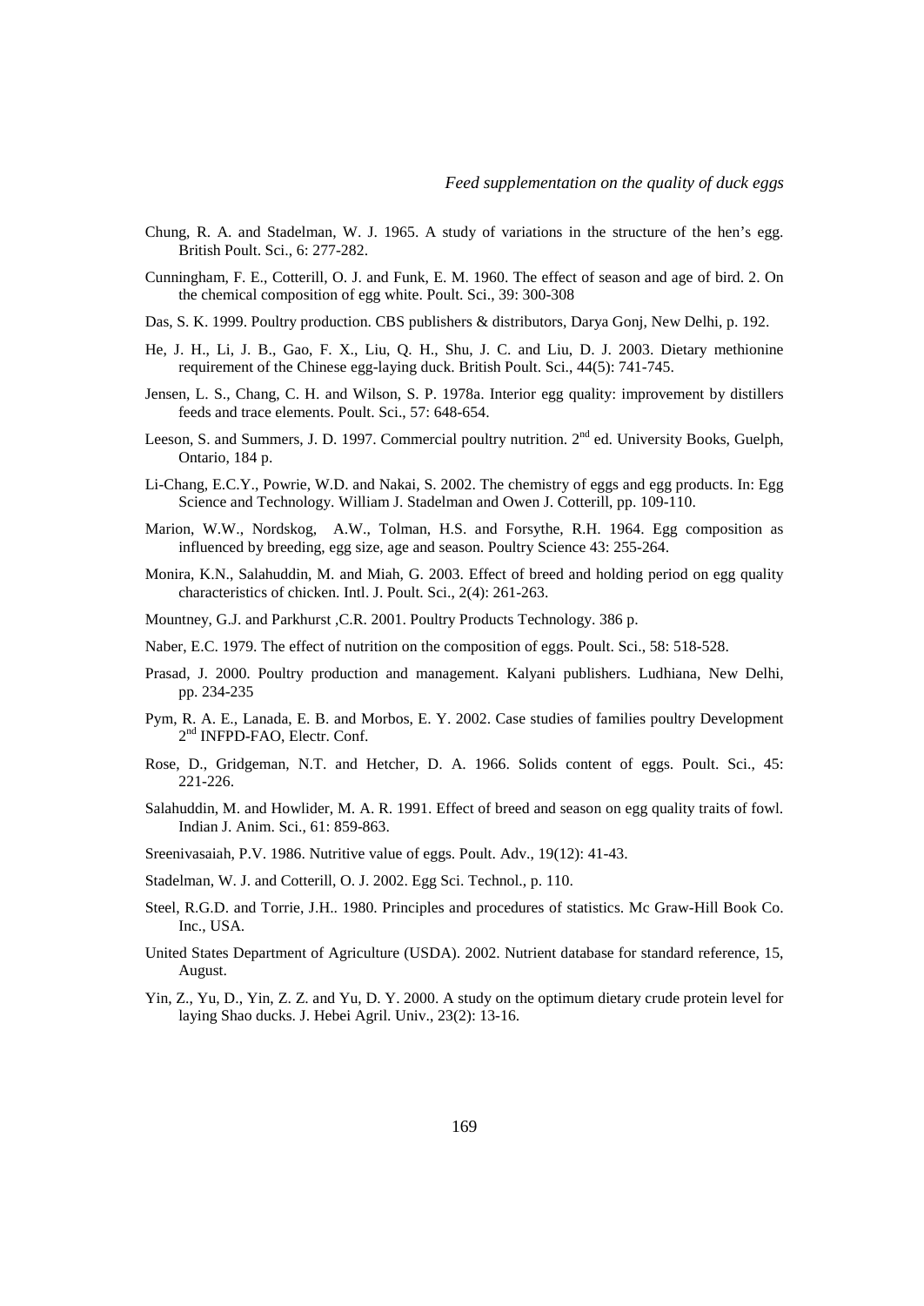Chung, R. A. and Stadelman, W. J. 1965. A study of variations in the structure of the hen's egg. British Poult. Sci., 6: 277-282.

Cunningham, F. E., Cotterill, O. J. and Funk, E. M. 1960. The effect of season and age of bird. 2. On the chemical composition of egg white. Poult. Sci., 39: 300-308

Das, S. K. 1999. Poultry production. CBS publishers & distributors, Darya Gonj, New Delhi, p. 192.

He, J. H., Li, J. B., Gao, F. X., Liu, Q. H., Shu, J. C. and Liu, D. J. 2003. Dietary methionine requirement of the Chinese egg-laying duck. British Poult. Sci., 44(5): 741-745.

Jensen, L. S., Chang, C. H. and Wilson, S. P. 1978a. Interior egg quality: improvement by distillers feeds and trace elements. Poult. Sci., 57: 648-654.

Leeson, S. and Summers, J. D. 1997. Commercial poultry nutrition. 2nd ed. University Books, Guelph, Ontario, 184 p.

Li-Chang, E.C.Y., Powrie, W.D. and Nakai, S. 2002. The chemistry of eggs and egg products. In: Egg Science and Technology. William J. Stadelman and Owen J. Cotterill, pp. 109-110.

Marion, W.W., Nordskog, A.W., Tolman, H.S. and Forsythe, R.H. 1964. Egg composition as influenced by breeding, egg size, age and season. Poultry Science 43: 255-264.

Monira, K.N., Salahuddin, M. and Miah, G. 2003. Effect of breed and holding period on egg quality characteristics of chicken. Intl. J. Poult. Sci., 2(4): 261-263.

Mountney, G.J. and Parkhurst ,C.R. 2001. Poultry Products Technology. 386 p.

Naber, E.C. 1979. The effect of nutrition on the composition of eggs. Poult. Sci., 58: 518-528.

Prasad, J. 2000. Poultry production and management. Kalyani publishers. Ludhiana, New Delhi, pp. 234-235

Pym, R. A. E., Lanada, E. B. and Morbos, E. Y. 2002. Case studies of families poultry Development 2nd INFPD-FAO, Electr. Conf.

Rose, D., Gridgeman, N.T. and Hetcher, D. A. 1966. Solids content of eggs. Poult. Sci., 45: 221-226.

Salahuddin, M. and Howlider, M. A. R. 1991. Effect of breed and season on egg quality traits of fowl. Indian J. Anim. Sci., 61: 859-863.

Sreenivasaiah, P.V. 1986. Nutritive value of eggs. Poult. Adv., 19(12): 41-43.

Stadelman, W. J. and Cotterill, O. J. 2002. Egg Sci. Technol., p. 110.

Steel, R.G.D. and Torrie, J.H.. 1980. Principles and procedures of statistics. Mc Graw-Hill Book Co. Inc., USA.

United States Department of Agriculture (USDA). 2002. Nutrient database for standard reference, 15, August.

Yin, Z., Yu, D., Yin, Z. Z. and Yu, D. Y. 2000. A study on the optimum dietary crude protein level for laying Shao ducks. J. Hebei Agril. Univ., 23(2): 13-16.